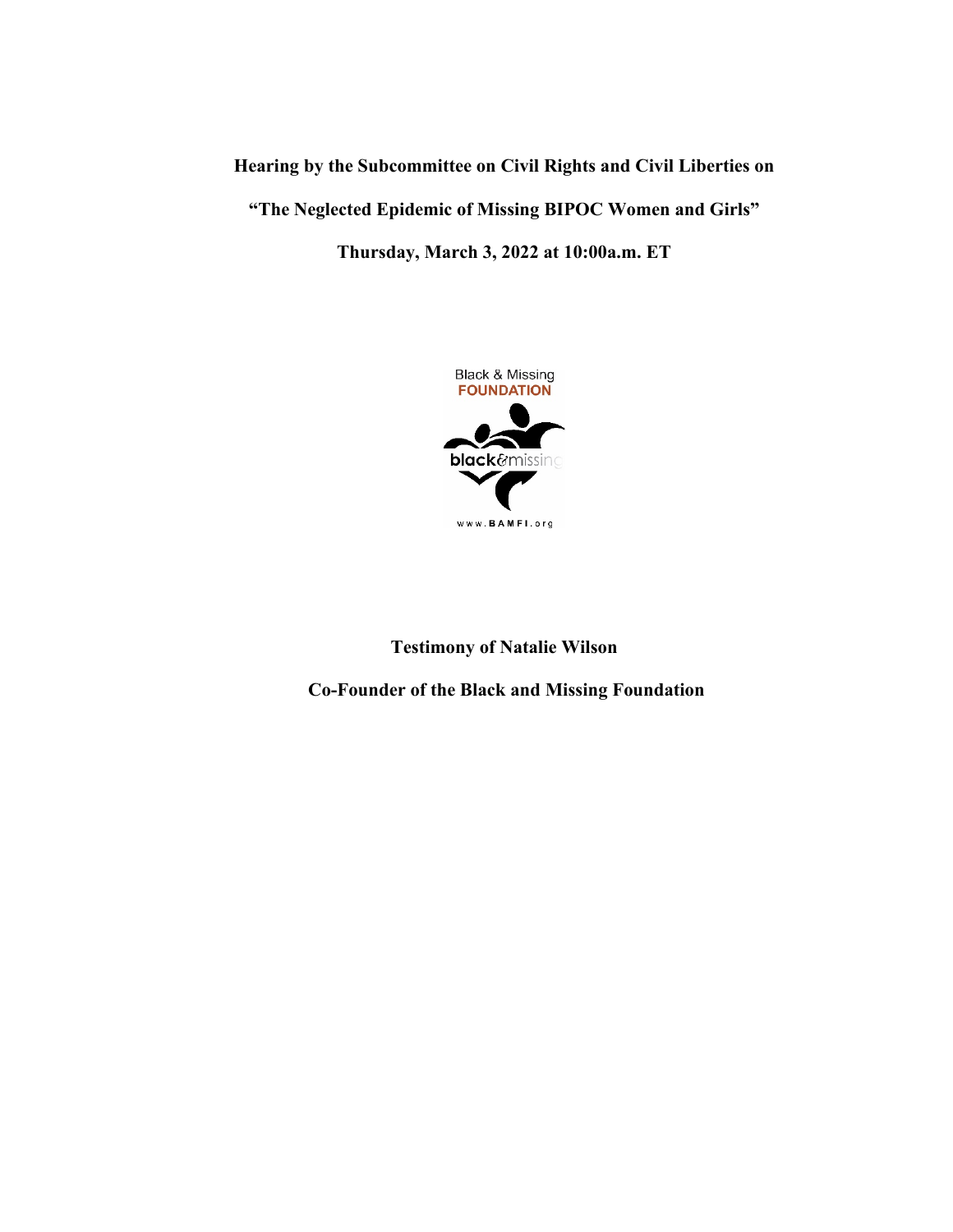**Hearing by the Subcommittee on Civil Rights and Civil Liberties on**

**"The Neglected Epidemic of Missing BIPOC Women and Girls"**

**Thursday, March 3, 2022 at 10:00a.m. ET**

**Testimony of Natalie Wilson**

**Co-Founder of the Black and Missing Foundation**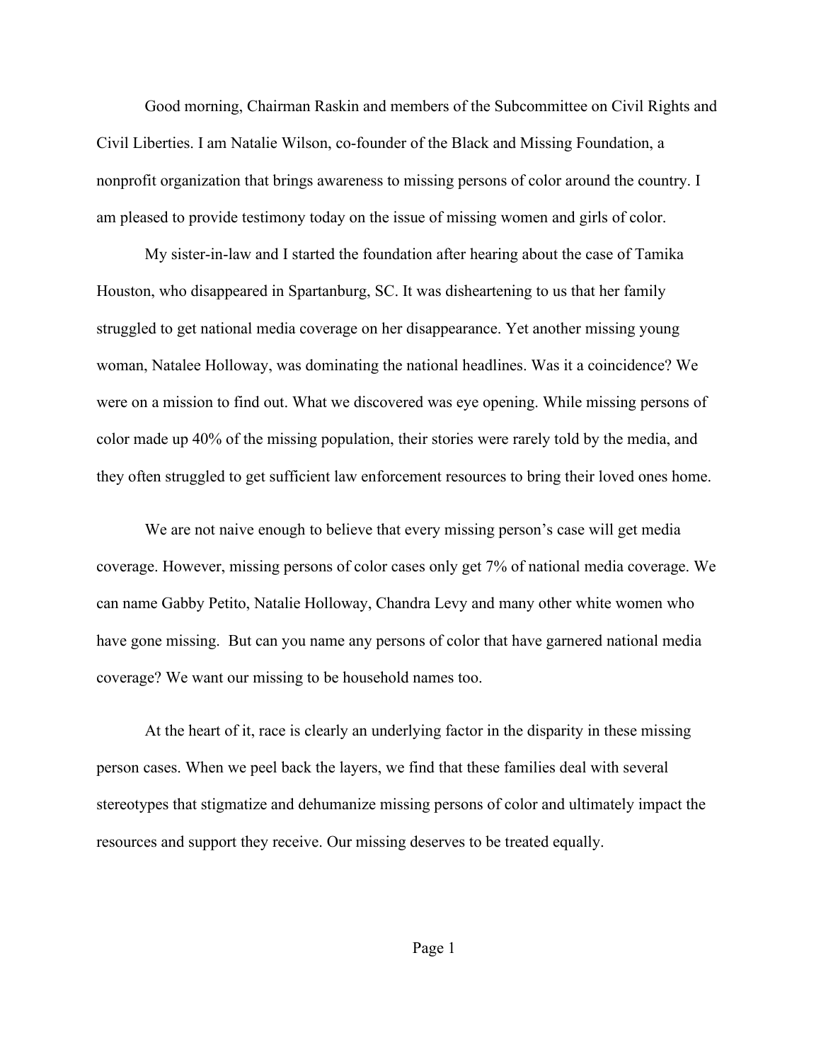Good morning, Chairman Raskin and members of the Subcommittee on Civil Rights and Civil Liberties. I am Natalie Wilson, co-founder of the Black and Missing Foundation, a nonprofit organization that brings awareness to missing persons of color around the country. I am pleased to provide testimony today on the issue of missing women and girls of color.

My sister-in-law and I started the foundation after hearing about the case of Tamika Houston, who disappeared in Spartanburg, SC. It was disheartening to us that her family struggled to get national media coverage on her disappearance. Yet another missing young woman, Natalee Holloway, was dominating the national headlines. Was it a coincidence? We were on a mission to find out. What we discovered was eye opening. While missing persons of color made up 40% of the missing population, their stories were rarely told by the media, and they often struggled to get sufficient law enforcement resources to bring their loved ones home.

We are not naive enough to believe that every missing person's case will get media coverage. However, missing persons of color cases only get 7% of national media coverage. We can name Gabby Petito, Natalie Holloway, Chandra Levy and many other white women who have gone missing. But can you name any persons of color that have garnered national media coverage? We want our missing to be household names too.

At the heart of it, race is clearly an underlying factor in the disparity in these missing person cases. When we peel back the layers, we find that these families deal with several stereotypes that stigmatize and dehumanize missing persons of color and ultimately impact the resources and support they receive. Our missing deserves to be treated equally.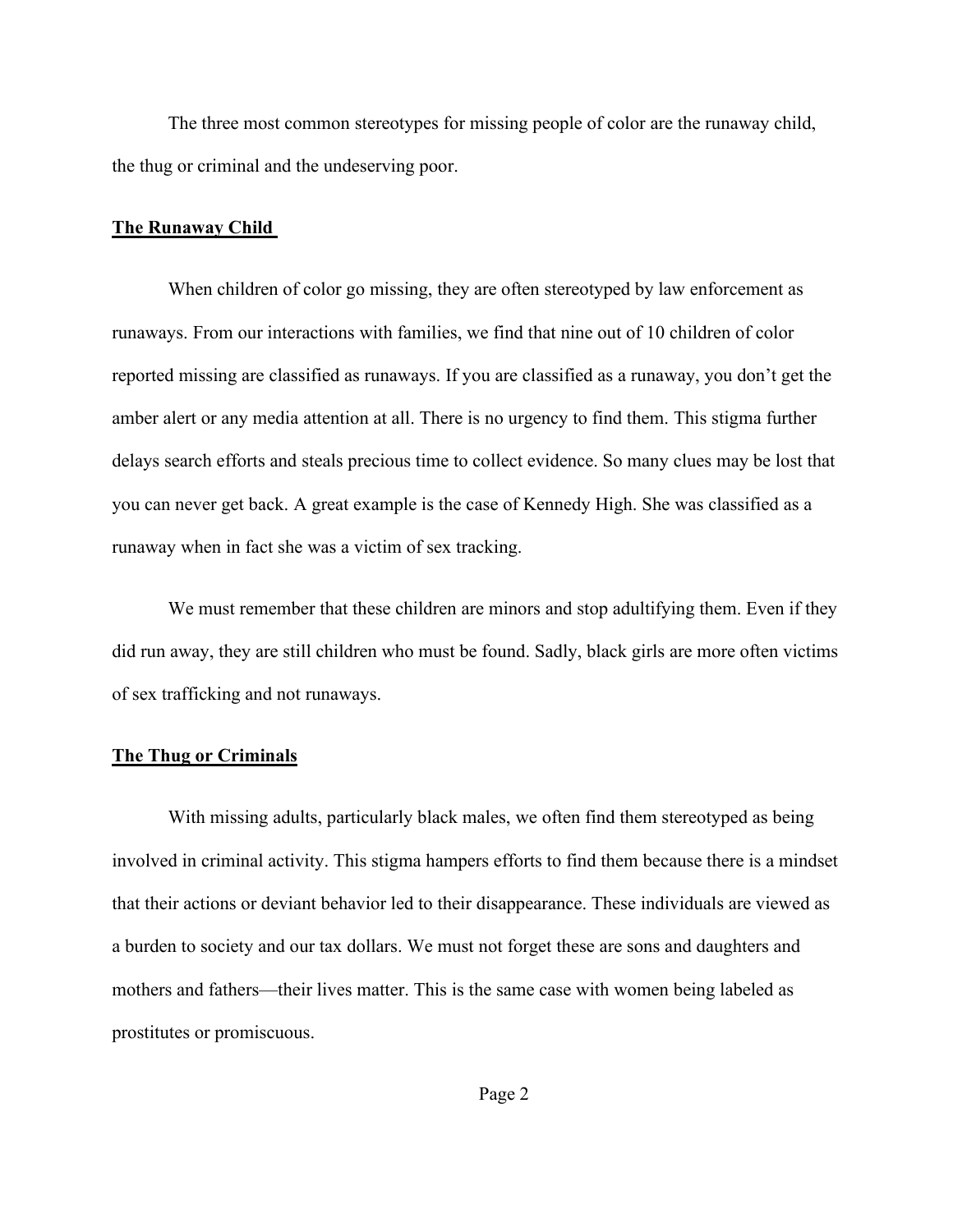The three most common stereotypes for missing people of color are the runaway child, the thug or criminal and the undeserving poor.

**The Runaway Child**

When children of color go missing, they are often stereotyped by law enforcement as runaways. From our interactions with families, we find that nine out of 10 children of color reported missing are classified as runaways. If you are classified as a runaway, you don't get the amber alert or any media attention at all. There is no urgency to find them. This stigma further delays search efforts and steals precious time to collect evidence. So many clues may be lost that you can never get back. A great example is the case of Kennedy High. She was classified as a runaway when in fact she was a victim of sex tracking.

We must remember that these children are minors and stop adultifying them. Even if they did run away, they are still children who must be found. Sadly, black girls are more often victims of sex trafficking and not runaways.

**The Thug or Criminals**

With missing adults, particularly black males, we often find them stereotyped as being involved in criminal activity. This stigma hampers efforts to find them because there is a mindset that their actions or deviant behavior led to their disappearance. These individuals are viewed as a burden to society and our tax dollars. We must not forget these are sons and daughters and mothers and fathers—their lives matter. This is the same case with women being labeled as prostitutes or promiscuous.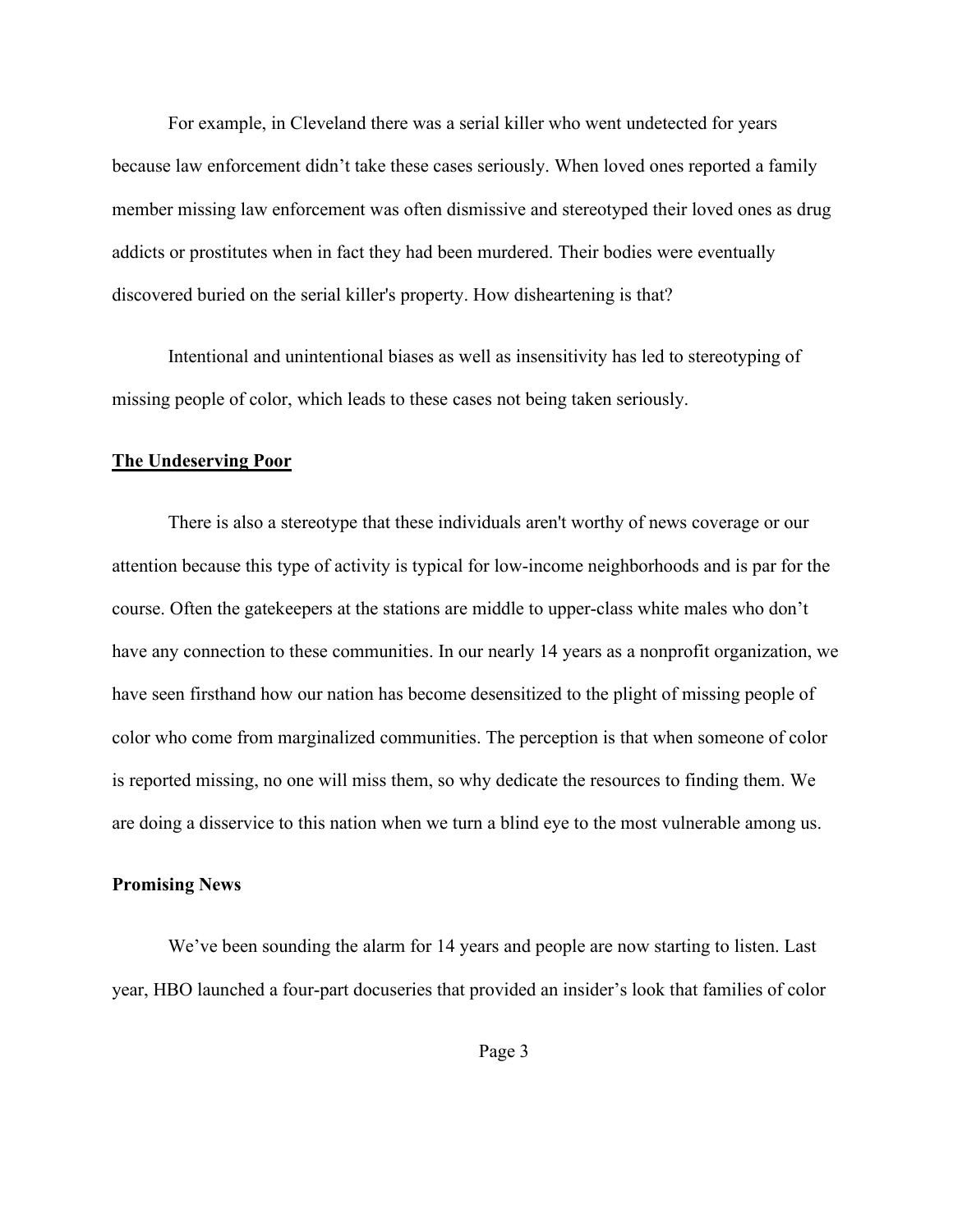For example, in Cleveland there was a serial killer who went undetected for years because law enforcement didn't take these cases seriously. When loved ones reported a family member missing law enforcement was often dismissive and stereotyped their loved ones as drug addicts or prostitutes when in fact they had been murdered. Their bodies were eventually discovered buried on the serial killer's property. How disheartening is that?

Intentional and unintentional biases as well as insensitivity has led to stereotyping of missing people of color, which leads to these cases not being taken seriously.

**The Undeserving Poor**

There is also a stereotype that these individuals aren't worthy of news coverage or our attention because this type of activity is typical for low-income neighborhoods and is par for the course. Often the gatekeepers at the stations are middle to upper-class white males who don't have any connection to these communities. In our nearly 14 years as a nonprofit organization, we have seen firsthand how our nation has become desensitized to the plight of missing people of color who come from marginalized communities. The perception is that when someone of color is reported missing, no one will miss them, so why dedicate the resources to finding them. We are doing a disservice to this nation when we turn a blind eye to the most vulnerable among us.

**Promising News**

We've been sounding the alarm for 14 years and people are now starting to listen. Last year, HBO launched a four-part docuseries that provided an insider's look that families of color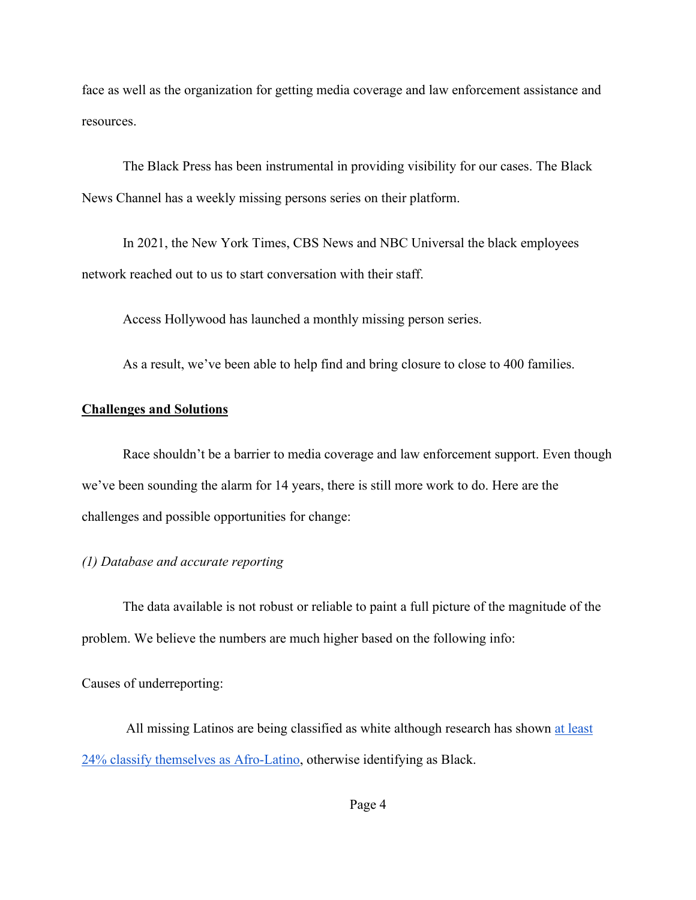face as well as the organization for getting media coverage and law enforcement assistance and resources.

The Black Press has been instrumental in providing visibility for our cases. The Black News Channel has a weekly missing persons series on their platform.

In 2021, the New York Times, CBS News and NBC Universal the black employees network reached out to us to start conversation with their staff.

Access Hollywood has launched a monthly missing person series.

As a result, we've been able to help find and bring closure to close to 400 families.

**Challenges and Solutions**

Race shouldn't be a barrier to media coverage and law enforcement support. Even though we've been sounding the alarm for 14 years, there is still more work to do. Here are the challenges and possible opportunities for change:

*(1) Database and accurate reporting*

The data available is not robust or reliable to paint a full picture of the magnitude of the problem. We believe the numbers are much higher based on the following info:

Causes of underreporting:

All missing Latinos are being classified as white although research has shown at least 24% classify themselves as Afro-Latino, otherwise identifying as Black.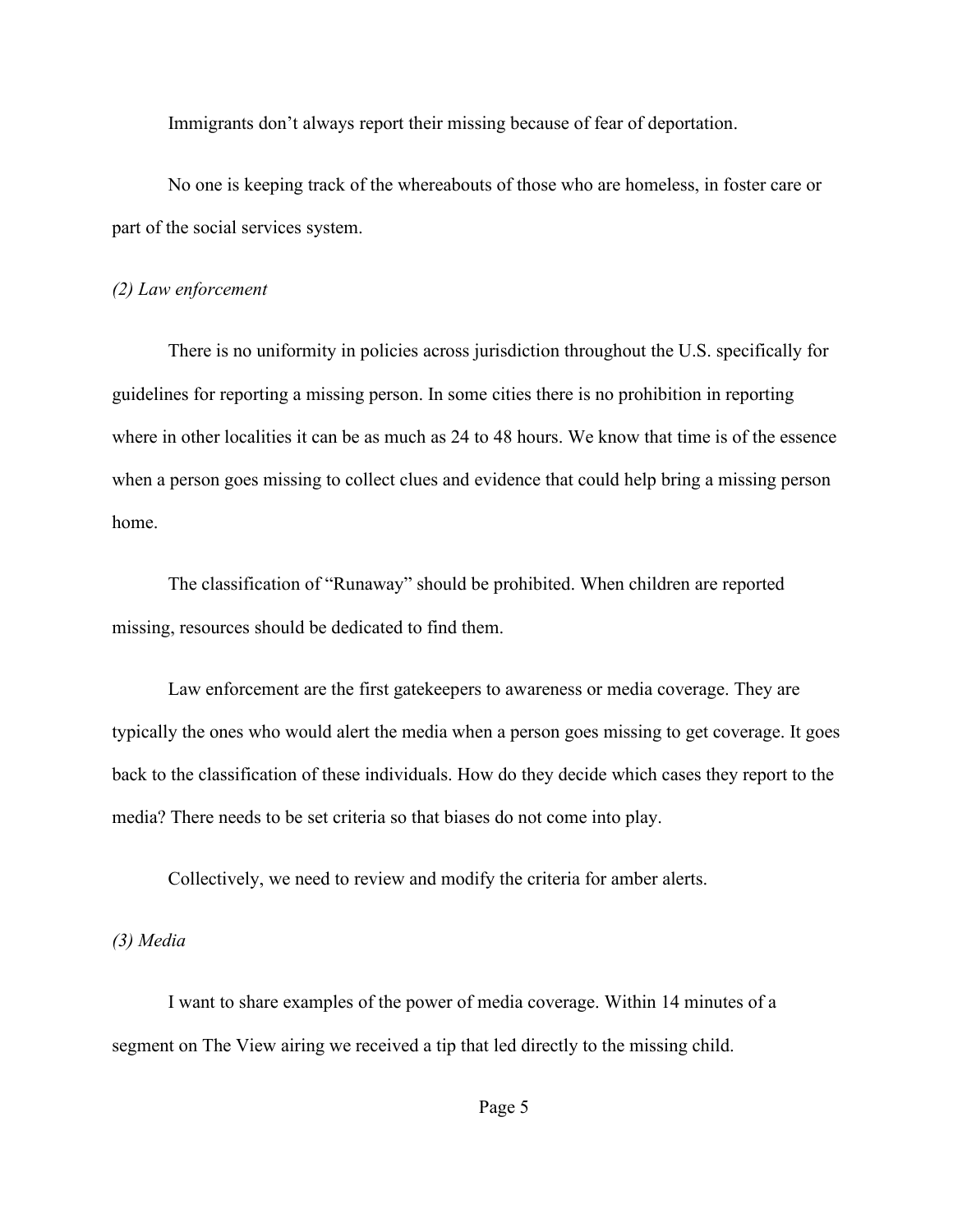Immigrants don’t always report their missing because of fear of deportation.

No one is keeping track of the whereabouts of those who are homeless, in foster care or part of the social services system.

*(2) Law enforcement*

There is no uniformity in policies across jurisdiction throughout the U.S. specifically for guidelines for reporting a missing person. In some cities there is no prohibition in reporting where in other localities it can be as much as 24 to 48 hours. We know that time is of the essence when a person goes missing to collect clues and evidence that could help bring a missing person home.

The classification of “Runaway” should be prohibited. When children are reported missing, resources should be dedicated to find them.

Law enforcement are the first gatekeepers to awareness or media coverage. They are typically the ones who would alert the media when a person goes missing to get coverage. It goes back to the classification of these individuals. How do they decide which cases they report to the media? There needs to be set criteria so that biases do not come into play.

Collectively, we need to review and modify the criteria for amber alerts.

*(3) Media*

I want to share examples of the power of media coverage. Within 14 minutes of a segment on The View airing we received a tip that led directly to the missing child.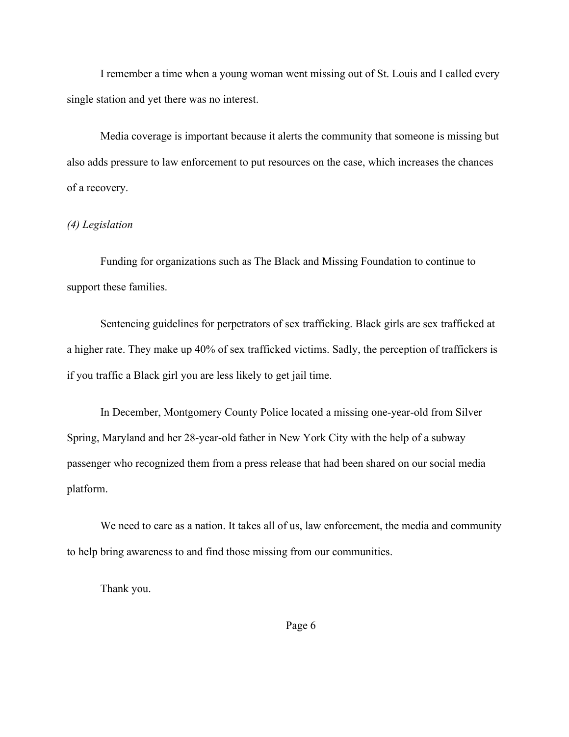I remember a time when a young woman went missing out of St. Louis and I called every single station and yet there was no interest.

Media coverage is important because it alerts the community that someone is missing but also adds pressure to law enforcement to put resources on the case, which increases the chances of a recovery.

*(4) Legislation*

Funding for organizations such as The Black and Missing Foundation to continue to support these families.

Sentencing guidelines for perpetrators of sex trafficking. Black girls are sex trafficked at a higher rate. They make up 40% of sex trafficked victims. Sadly, the perception of traffickers is if you traffic a Black girl you are less likely to get jail time.

In December, Montgomery County Police located a missing one-year-old from Silver Spring, Maryland and her 28-year-old father in New York City with the help of a subway passenger who recognized them from a press release that had been shared on our social media platform.

We need to care as a nation. It takes all of us, law enforcement, the media and community to help bring awareness to and find those missing from our communities.

Thank you.